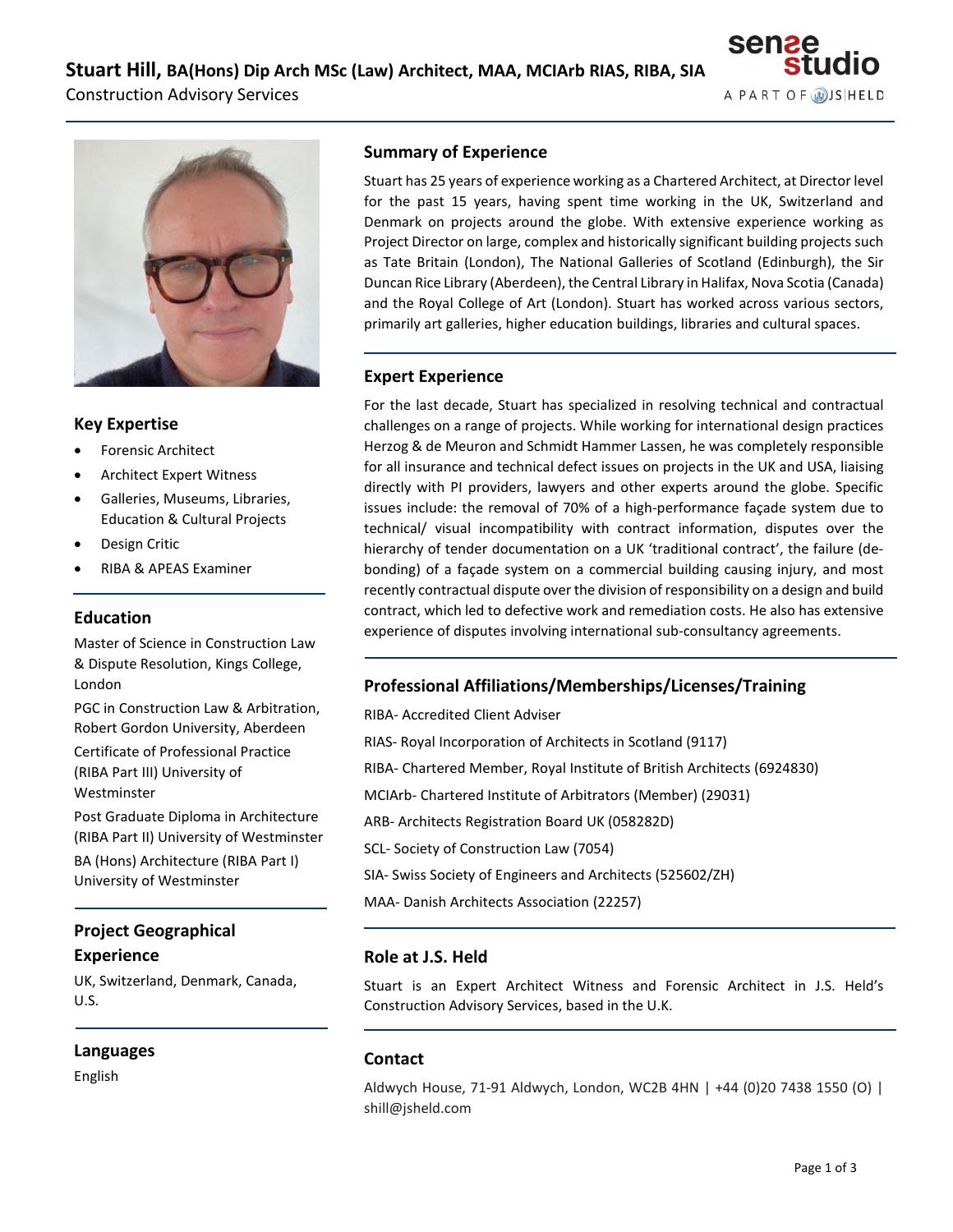# Stuart Hill, BA(Hons) Dip Arch MSc (Law) Architect, MAA, MCIArb RIAS, RIBA, SIA

Construction Advisory Services

sense studio
A PART OF JS|HELD

## Key Expertise

- Forensic Architect
- Architect Expert Witness
- Galleries, Museums, Libraries, Education & Cultural Projects
- Design Critic
- RIBA & APEAS Examiner

## Education

Master of Science in Construction Law & Dispute Resolution, Kings College, London

PGC in Construction Law & Arbitration, Robert Gordon University, Aberdeen

Certificate of Professional Practice (RIBA Part III) University of Westminster

Post Graduate Diploma in Architecture (RIBA Part II) University of Westminster

BA (Hons) Architecture (RIBA Part I) University of Westminster

## Project Geographical Experience

UK, Switzerland, Denmark, Canada, U.S.

## Languages

English

## Summary of Experience

Stuart has 25 years of experience working as a Chartered Architect, at Director level for the past 15 years, having spent time working in the UK, Switzerland and Denmark on projects around the globe. With extensive experience working as Project Director on large, complex and historically significant building projects such as Tate Britain (London), The National Galleries of Scotland (Edinburgh), the Sir Duncan Rice Library (Aberdeen), the Central Library in Halifax, Nova Scotia (Canada) and the Royal College of Art (London). Stuart has worked across various sectors, primarily art galleries, higher education buildings, libraries and cultural spaces.

## Expert Experience

For the last decade, Stuart has specialized in resolving technical and contractual challenges on a range of projects. While working for international design practices Herzog & de Meuron and Schmidt Hammer Lassen, he was completely responsible for all insurance and technical defect issues on projects in the UK and USA, liaising directly with PI providers, lawyers and other experts around the globe. Specific issues include: the removal of 70% of a high-performance façade system due to technical/ visual incompatibility with contract information, disputes over the hierarchy of tender documentation on a UK 'traditional contract', the failure (de-bonding) of a façade system on a commercial building causing injury, and most recently contractual dispute over the division of responsibility on a design and build contract, which led to defective work and remediation costs. He also has extensive experience of disputes involving international sub-consultancy agreements.

## Professional Affiliations/Memberships/Licenses/Training

RIBA- Accredited Client Adviser

RIAS- Royal Incorporation of Architects in Scotland (9117)

RIBA- Chartered Member, Royal Institute of British Architects (6924830)

MCIArb- Chartered Institute of Arbitrators (Member) (29031)

ARB- Architects Registration Board UK (058282D)

SCL- Society of Construction Law (7054)

SIA- Swiss Society of Engineers and Architects (525602/ZH)

MAA- Danish Architects Association (22257)

## Role at J.S. Held

Stuart is an Expert Architect Witness and Forensic Architect in J.S. Held's Construction Advisory Services, based in the U.K.

## Contact

Aldwych House, 71-91 Aldwych, London, WC2B 4HN | +44 (0)20 7438 1550 (O) | shill@jsheld.com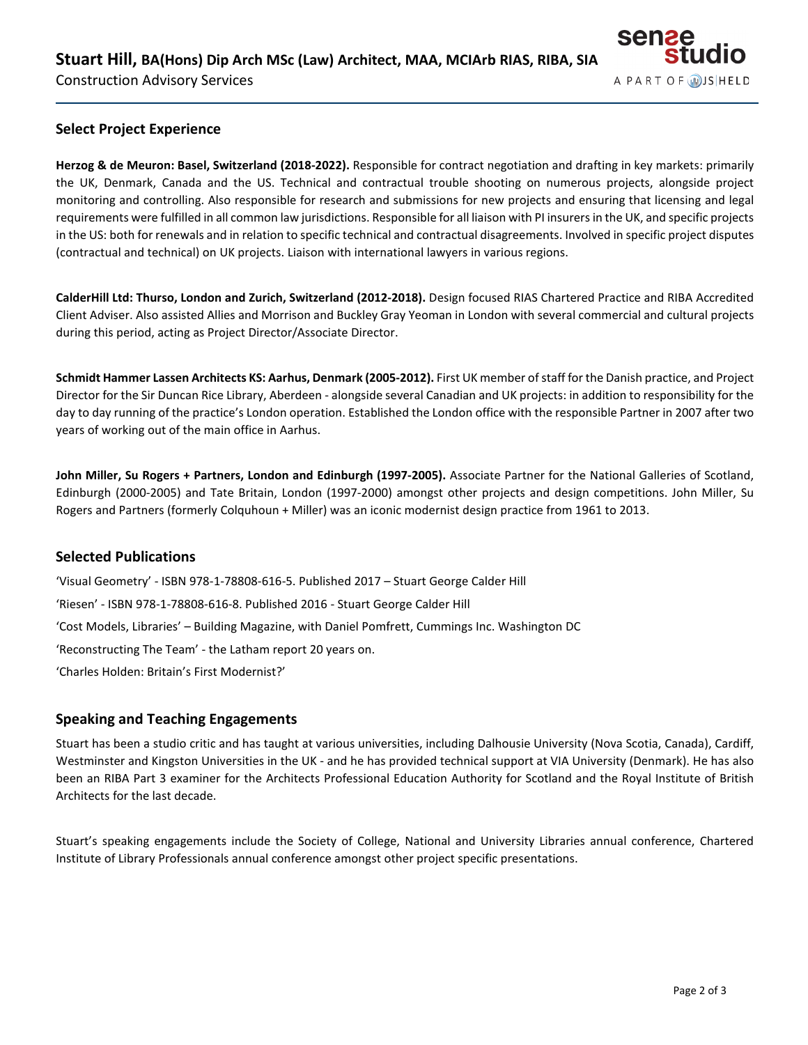## Select Project Experience

**Herzog & de Meuron: Basel, Switzerland (2018-2022).** Responsible for contract negotiation and drafting in key markets: primarily the UK, Denmark, Canada and the US. Technical and contractual trouble shooting on numerous projects, alongside project monitoring and controlling. Also responsible for research and submissions for new projects and ensuring that licensing and legal requirements were fulfilled in all common law jurisdictions. Responsible for all liaison with PI insurers in the UK, and specific projects in the US: both for renewals and in relation to specific technical and contractual disagreements. Involved in specific project disputes (contractual and technical) on UK projects. Liaison with international lawyers in various regions.

**CalderHill Ltd: Thurso, London and Zurich, Switzerland (2012-2018).** Design focused RIAS Chartered Practice and RIBA Accredited Client Adviser. Also assisted Allies and Morrison and Buckley Gray Yeoman in London with several commercial and cultural projects during this period, acting as Project Director/Associate Director.

**Schmidt Hammer Lassen Architects KS: Aarhus, Denmark (2005-2012).** First UK member of staff for the Danish practice, and Project Director for the Sir Duncan Rice Library, Aberdeen - alongside several Canadian and UK projects: in addition to responsibility for the day to day running of the practice's London operation. Established the London office with the responsible Partner in 2007 after two years of working out of the main office in Aarhus.

**John Miller, Su Rogers + Partners, London and Edinburgh (1997-2005).** Associate Partner for the National Galleries of Scotland, Edinburgh (2000-2005) and Tate Britain, London (1997-2000) amongst other projects and design competitions. John Miller, Su Rogers and Partners (formerly Colquhoun + Miller) was an iconic modernist design practice from 1961 to 2013.

## Selected Publications

'Visual Geometry' - ISBN 978-1-78808-616-5. Published 2017 – Stuart George Calder Hill

'Riesen' - ISBN 978-1-78808-616-8. Published 2016 - Stuart George Calder Hill

'Cost Models, Libraries' – Building Magazine, with Daniel Pomfrett, Cummings Inc. Washington DC

'Reconstructing The Team' - the Latham report 20 years on.

'Charles Holden: Britain's First Modernist?'

## Speaking and Teaching Engagements

Stuart has been a studio critic and has taught at various universities, including Dalhousie University (Nova Scotia, Canada), Cardiff, Westminster and Kingston Universities in the UK - and he has provided technical support at VIA University (Denmark). He has also been an RIBA Part 3 examiner for the Architects Professional Education Authority for Scotland and the Royal Institute of British Architects for the last decade.

Stuart's speaking engagements include the Society of College, National and University Libraries annual conference, Chartered Institute of Library Professionals annual conference amongst other project specific presentations.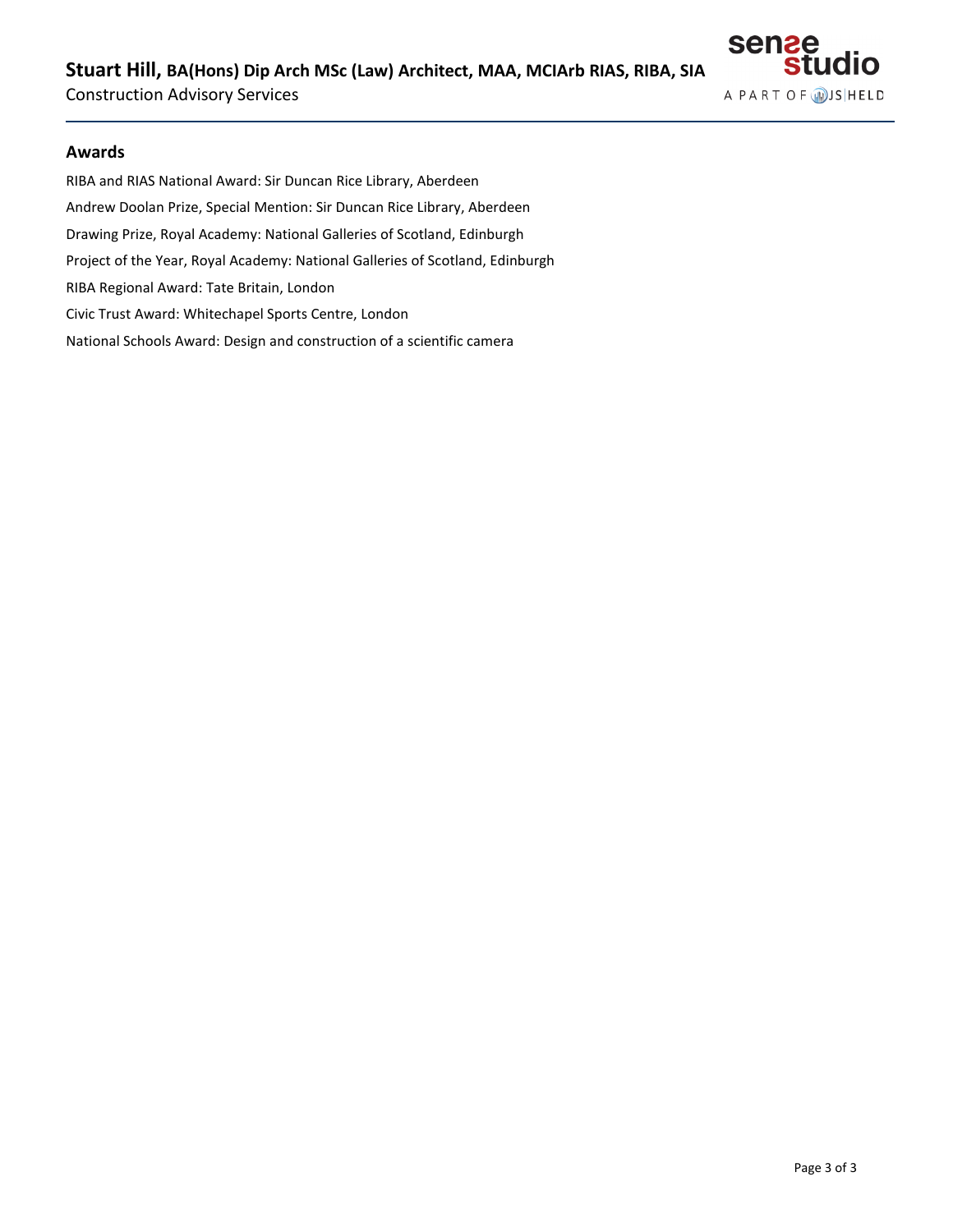## Awards

RIBA and RIAS National Award: Sir Duncan Rice Library, Aberdeen

Andrew Doolan Prize, Special Mention: Sir Duncan Rice Library, Aberdeen

Drawing Prize, Royal Academy: National Galleries of Scotland, Edinburgh

Project of the Year, Royal Academy: National Galleries of Scotland, Edinburgh

RIBA Regional Award: Tate Britain, London

Civic Trust Award: Whitechapel Sports Centre, London

National Schools Award: Design and construction of a scientific camera